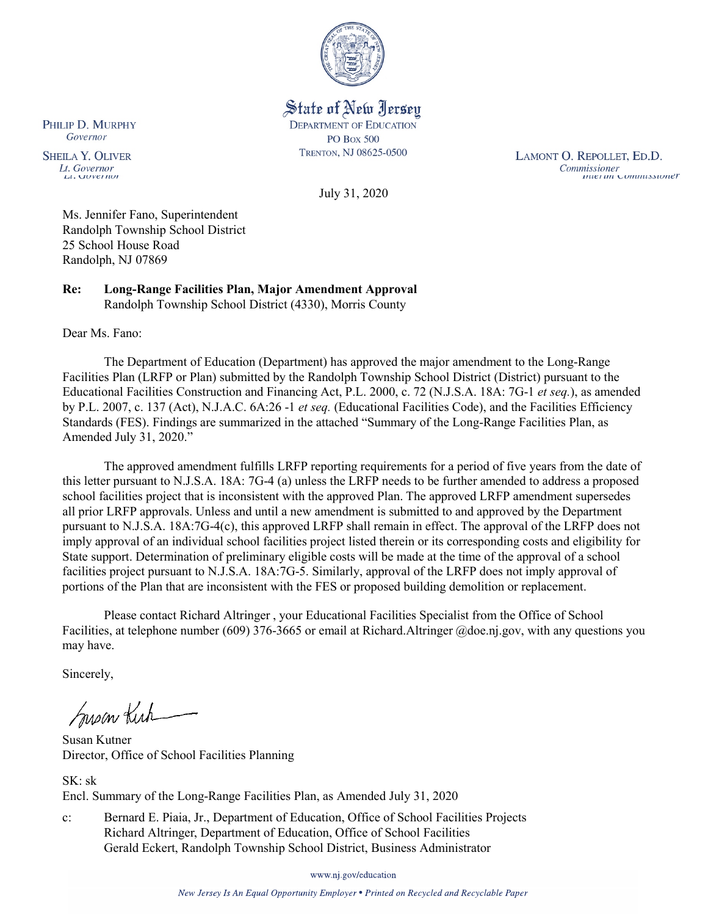State of New Jersey
DEPARTMENT OF EDUCATION
PO BOX 500
TRENTON, NJ 08625-0500

PHILIP D. MURPHY
*Governor*

SHEILA Y. OLIVER
*Lt. Governor*

LAMONT O. REPOLLET, ED.D.
*Commissioner*

July 31, 2020

Ms. Jennifer Fano, Superintendent
Randolph Township School District
25 School House Road
Randolph, NJ 07869

**Re: Long-Range Facilities Plan, Major Amendment Approval**
Randolph Township School District (4330), Morris County

Dear Ms. Fano:

The Department of Education (Department) has approved the major amendment to the Long-Range Facilities Plan (LRFP or Plan) submitted by the Randolph Township School District (District) pursuant to the Educational Facilities Construction and Financing Act, P.L. 2000, c. 72 (N.J.S.A. 18A: 7G-1 *et seq.*), as amended by P.L. 2007, c. 137 (Act), N.J.A.C. 6A:26 -1 *et seq.* (Educational Facilities Code), and the Facilities Efficiency Standards (FES). Findings are summarized in the attached "Summary of the Long-Range Facilities Plan, as Amended July 31, 2020."

The approved amendment fulfills LRFP reporting requirements for a period of five years from the date of this letter pursuant to N.J.S.A. 18A: 7G-4 (a) unless the LRFP needs to be further amended to address a proposed school facilities project that is inconsistent with the approved Plan. The approved LRFP amendment supersedes all prior LRFP approvals. Unless and until a new amendment is submitted to and approved by the Department pursuant to N.J.S.A. 18A:7G-4(c), this approved LRFP shall remain in effect. The approval of the LRFP does not imply approval of an individual school facilities project listed therein or its corresponding costs and eligibility for State support. Determination of preliminary eligible costs will be made at the time of the approval of a school facilities project pursuant to N.J.S.A. 18A:7G-5. Similarly, approval of the LRFP does not imply approval of portions of the Plan that are inconsistent with the FES or proposed building demolition or replacement.

Please contact Richard Altringer , your Educational Facilities Specialist from the Office of School Facilities, at telephone number (609) 376-3665 or email at Richard.Altringer @doe.nj.gov, with any questions you may have.

Sincerely,

Susan Kutner
Director, Office of School Facilities Planning

SK: sk
Encl. Summary of the Long-Range Facilities Plan, as Amended July 31, 2020

c: Bernard E. Piaia, Jr., Department of Education, Office of School Facilities Projects
Richard Altringer, Department of Education, Office of School Facilities
Gerald Eckert, Randolph Township School District, Business Administrator

www.nj.gov/education

*New Jersey Is An Equal Opportunity Employer • Printed on Recycled and Recyclable Paper*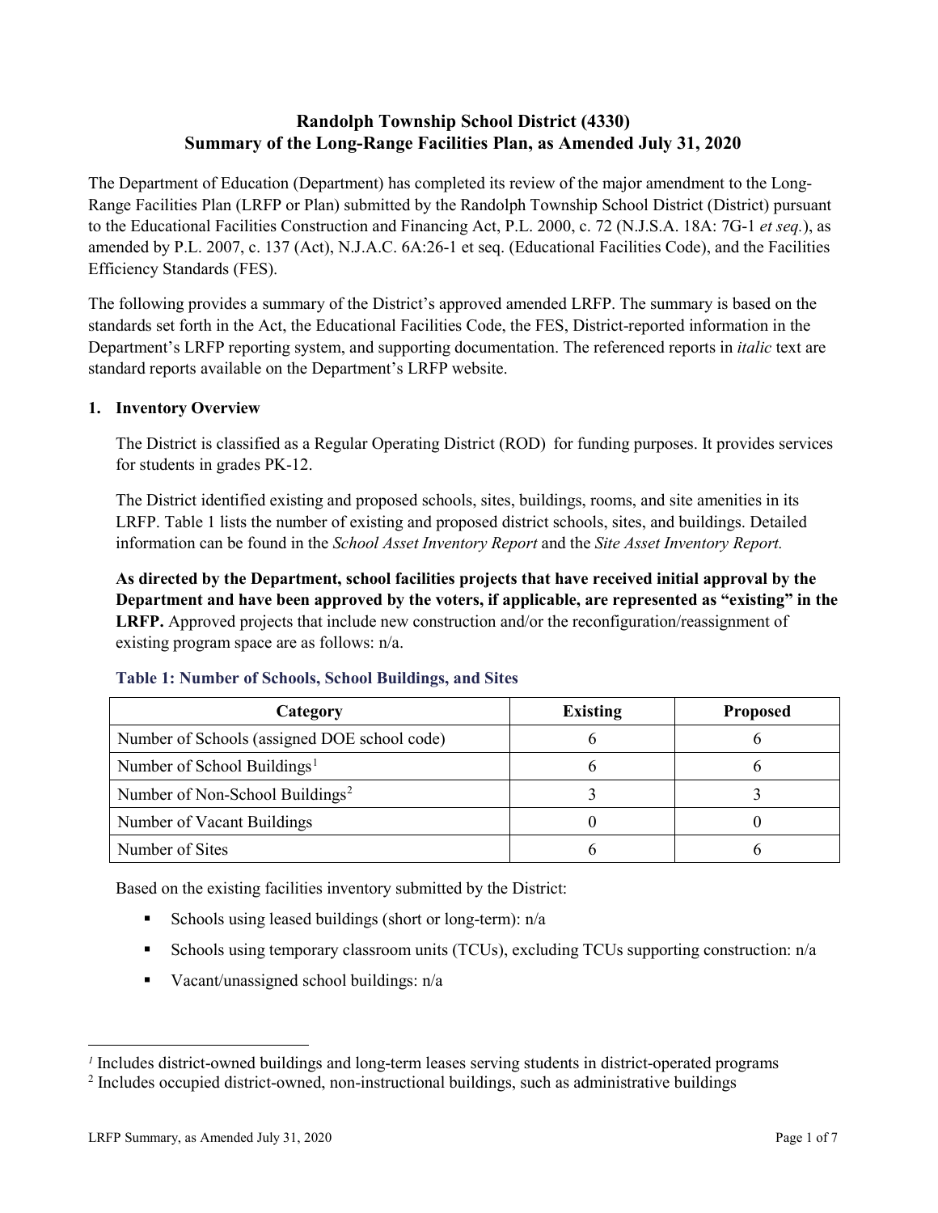# Randolph Township School District (4330)
# Summary of the Long-Range Facilities Plan, as Amended July 31, 2020

The Department of Education (Department) has completed its review of the major amendment to the Long-Range Facilities Plan (LRFP or Plan) submitted by the Randolph Township School District (District) pursuant to the Educational Facilities Construction and Financing Act, P.L. 2000, c. 72 (N.J.S.A. 18A: 7G-1 *et seq.*), as amended by P.L. 2007, c. 137 (Act), N.J.A.C. 6A:26-1 et seq. (Educational Facilities Code), and the Facilities Efficiency Standards (FES).

The following provides a summary of the District's approved amended LRFP. The summary is based on the standards set forth in the Act, the Educational Facilities Code, the FES, District-reported information in the Department's LRFP reporting system, and supporting documentation. The referenced reports in *italic* text are standard reports available on the Department's LRFP website.

## 1. Inventory Overview

The District is classified as a Regular Operating District (ROD) for funding purposes. It provides services for students in grades PK-12.

The District identified existing and proposed schools, sites, buildings, rooms, and site amenities in its LRFP. Table 1 lists the number of existing and proposed district schools, sites, and buildings. Detailed information can be found in the *School Asset Inventory Report* and the *Site Asset Inventory Report.*

**As directed by the Department, school facilities projects that have received initial approval by the Department and have been approved by the voters, if applicable, are represented as "existing" in the LRFP.** Approved projects that include new construction and/or the reconfiguration/reassignment of existing program space are as follows: n/a.

### Table 1: Number of Schools, School Buildings, and Sites

| Category | Existing | Proposed |
|---|---|---|
| Number of Schools (assigned DOE school code) | 6 | 6 |
| Number of School Buildings[1] | 6 | 6 |
| Number of Non-School Buildings[2] | 3 | 3 |
| Number of Vacant Buildings | 0 | 0 |
| Number of Sites | 6 | 6 |

Based on the existing facilities inventory submitted by the District:

- Schools using leased buildings (short or long-term): n/a
- Schools using temporary classroom units (TCUs), excluding TCUs supporting construction: n/a
- Vacant/unassigned school buildings: n/a

---

[1] Includes district-owned buildings and long-term leases serving students in district-operated programs

[2] Includes occupied district-owned, non-instructional buildings, such as administrative buildings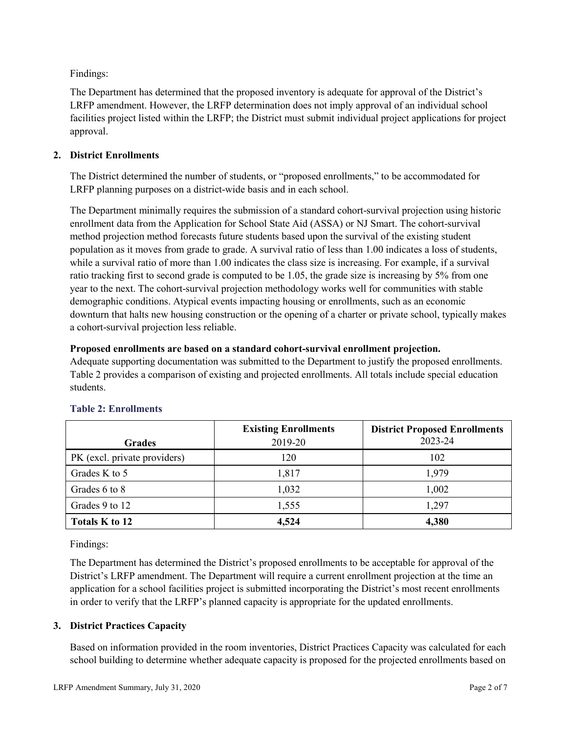Findings:

The Department has determined that the proposed inventory is adequate for approval of the District's LRFP amendment. However, the LRFP determination does not imply approval of an individual school facilities project listed within the LRFP; the District must submit individual project applications for project approval.

## 2. District Enrollments

The District determined the number of students, or "proposed enrollments," to be accommodated for LRFP planning purposes on a district-wide basis and in each school.

The Department minimally requires the submission of a standard cohort-survival projection using historic enrollment data from the Application for School State Aid (ASSA) or NJ Smart. The cohort-survival method projection method forecasts future students based upon the survival of the existing student population as it moves from grade to grade. A survival ratio of less than 1.00 indicates a loss of students, while a survival ratio of more than 1.00 indicates the class size is increasing. For example, if a survival ratio tracking first to second grade is computed to be 1.05, the grade size is increasing by 5% from one year to the next. The cohort-survival projection methodology works well for communities with stable demographic conditions. Atypical events impacting housing or enrollments, such as an economic downturn that halts new housing construction or the opening of a charter or private school, typically makes a cohort-survival projection less reliable.

**Proposed enrollments are based on a standard cohort-survival enrollment projection.**
Adequate supporting documentation was submitted to the Department to justify the proposed enrollments. Table 2 provides a comparison of existing and projected enrollments. All totals include special education students.

### Table 2: Enrollments

| Grades | Existing Enrollments 2019-20 | District Proposed Enrollments 2023-24 |
|---|---|---|
| PK (excl. private providers) | 120 | 102 |
| Grades K to 5 | 1,817 | 1,979 |
| Grades 6 to 8 | 1,032 | 1,002 |
| Grades 9 to 12 | 1,555 | 1,297 |
| **Totals K to 12** | **4,524** | **4,380** |

Findings:

The Department has determined the District's proposed enrollments to be acceptable for approval of the District's LRFP amendment. The Department will require a current enrollment projection at the time an application for a school facilities project is submitted incorporating the District's most recent enrollments in order to verify that the LRFP's planned capacity is appropriate for the updated enrollments.

## 3. District Practices Capacity

Based on information provided in the room inventories, District Practices Capacity was calculated for each school building to determine whether adequate capacity is proposed for the projected enrollments based on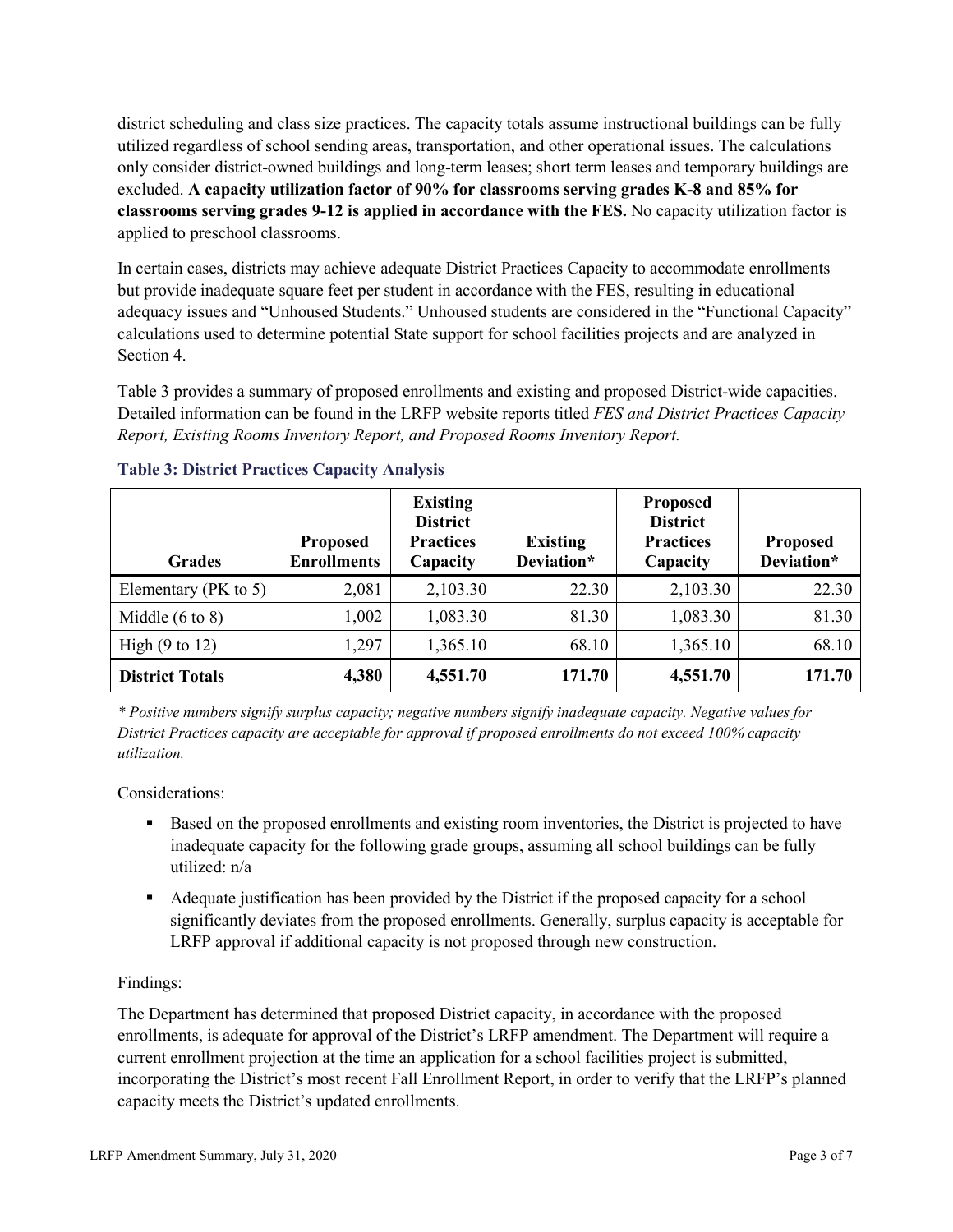district scheduling and class size practices. The capacity totals assume instructional buildings can be fully utilized regardless of school sending areas, transportation, and other operational issues. The calculations only consider district-owned buildings and long-term leases; short term leases and temporary buildings are excluded. **A capacity utilization factor of 90% for classrooms serving grades K-8 and 85% for classrooms serving grades 9-12 is applied in accordance with the FES.** No capacity utilization factor is applied to preschool classrooms.

In certain cases, districts may achieve adequate District Practices Capacity to accommodate enrollments but provide inadequate square feet per student in accordance with the FES, resulting in educational adequacy issues and "Unhoused Students." Unhoused students are considered in the "Functional Capacity" calculations used to determine potential State support for school facilities projects and are analyzed in Section 4.

Table 3 provides a summary of proposed enrollments and existing and proposed District-wide capacities. Detailed information can be found in the LRFP website reports titled *FES and District Practices Capacity Report, Existing Rooms Inventory Report, and Proposed Rooms Inventory Report.*

**Table 3: District Practices Capacity Analysis**

| Grades | Proposed Enrollments | Existing District Practices Capacity | Existing Deviation* | Proposed District Practices Capacity | Proposed Deviation* |
|---|---|---|---|---|---|
| Elementary (PK to 5) | 2,081 | 2,103.30 | 22.30 | 2,103.30 | 22.30 |
| Middle (6 to 8) | 1,002 | 1,083.30 | 81.30 | 1,083.30 | 81.30 |
| High (9 to 12) | 1,297 | 1,365.10 | 68.10 | 1,365.10 | 68.10 |
| **District Totals** | **4,380** | **4,551.70** | **171.70** | **4,551.70** | **171.70** |

*\* Positive numbers signify surplus capacity; negative numbers signify inadequate capacity. Negative values for District Practices capacity are acceptable for approval if proposed enrollments do not exceed 100% capacity utilization.*

Considerations:

- Based on the proposed enrollments and existing room inventories, the District is projected to have inadequate capacity for the following grade groups, assuming all school buildings can be fully utilized: n/a
- Adequate justification has been provided by the District if the proposed capacity for a school significantly deviates from the proposed enrollments. Generally, surplus capacity is acceptable for LRFP approval if additional capacity is not proposed through new construction.

Findings:

The Department has determined that proposed District capacity, in accordance with the proposed enrollments, is adequate for approval of the District's LRFP amendment. The Department will require a current enrollment projection at the time an application for a school facilities project is submitted, incorporating the District's most recent Fall Enrollment Report, in order to verify that the LRFP's planned capacity meets the District's updated enrollments.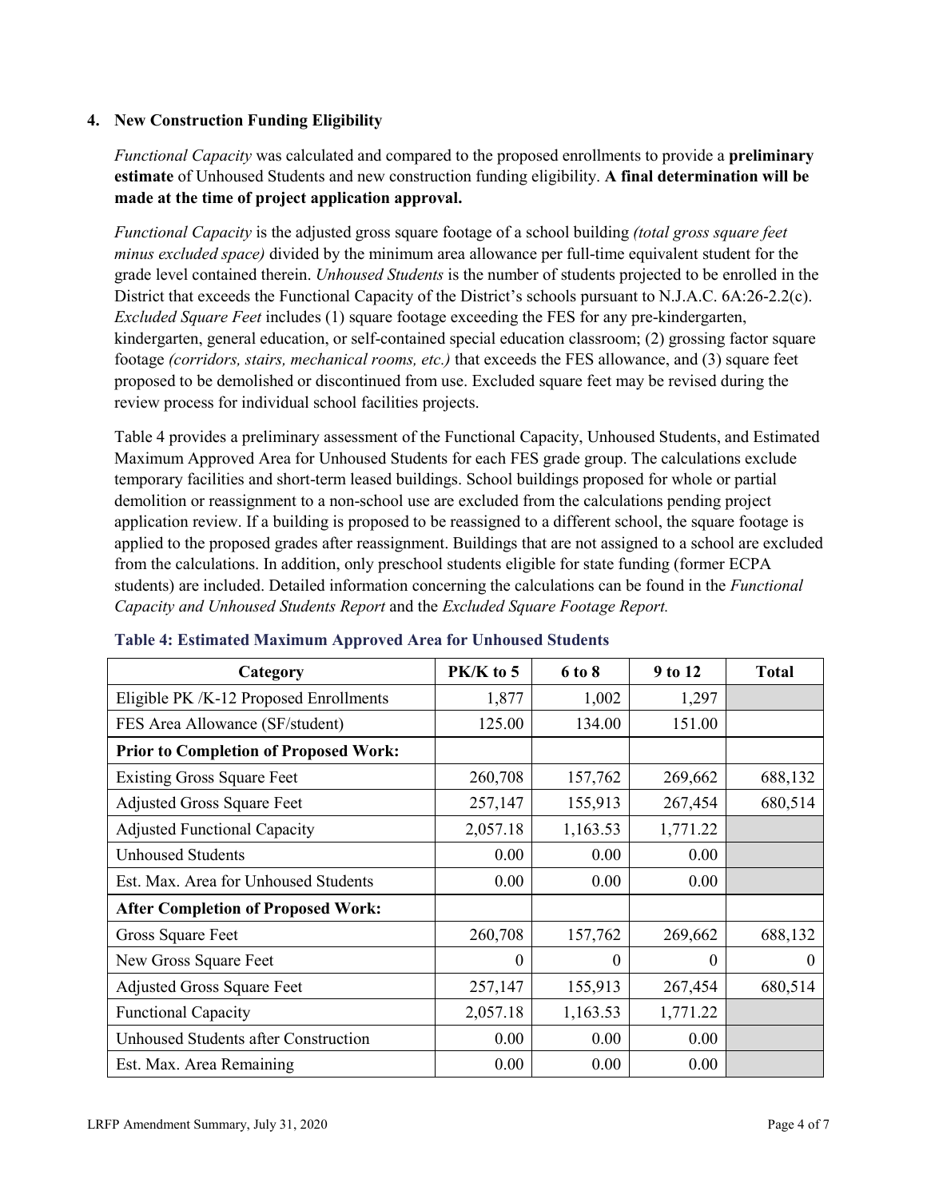### 4. New Construction Funding Eligibility

*Functional Capacity* was calculated and compared to the proposed enrollments to provide a **preliminary estimate** of Unhoused Students and new construction funding eligibility. **A final determination will be made at the time of project application approval.**

*Functional Capacity* is the adjusted gross square footage of a school building *(total gross square feet minus excluded space)* divided by the minimum area allowance per full-time equivalent student for the grade level contained therein. *Unhoused Students* is the number of students projected to be enrolled in the District that exceeds the Functional Capacity of the District's schools pursuant to N.J.A.C. 6A:26-2.2(c). *Excluded Square Feet* includes (1) square footage exceeding the FES for any pre-kindergarten, kindergarten, general education, or self-contained special education classroom; (2) grossing factor square footage *(corridors, stairs, mechanical rooms, etc.)* that exceeds the FES allowance, and (3) square feet proposed to be demolished or discontinued from use. Excluded square feet may be revised during the review process for individual school facilities projects.

Table 4 provides a preliminary assessment of the Functional Capacity, Unhoused Students, and Estimated Maximum Approved Area for Unhoused Students for each FES grade group. The calculations exclude temporary facilities and short-term leased buildings. School buildings proposed for whole or partial demolition or reassignment to a non-school use are excluded from the calculations pending project application review. If a building is proposed to be reassigned to a different school, the square footage is applied to the proposed grades after reassignment. Buildings that are not assigned to a school are excluded from the calculations. In addition, only preschool students eligible for state funding (former ECPA students) are included. Detailed information concerning the calculations can be found in the *Functional Capacity and Unhoused Students Report* and the *Excluded Square Footage Report.*

**Table 4: Estimated Maximum Approved Area for Unhoused Students**

| Category | PK/K to 5 | 6 to 8 | 9 to 12 | Total |
|---|---|---|---|---|
| Eligible PK /K-12 Proposed Enrollments | 1,877 | 1,002 | 1,297 | |
| FES Area Allowance (SF/student) | 125.00 | 134.00 | 151.00 | |
| **Prior to Completion of Proposed Work:** | | | | |
| Existing Gross Square Feet | 260,708 | 157,762 | 269,662 | 688,132 |
| Adjusted Gross Square Feet | 257,147 | 155,913 | 267,454 | 680,514 |
| Adjusted Functional Capacity | 2,057.18 | 1,163.53 | 1,771.22 | |
| Unhoused Students | 0.00 | 0.00 | 0.00 | |
| Est. Max. Area for Unhoused Students | 0.00 | 0.00 | 0.00 | |
| **After Completion of Proposed Work:** | | | | |
| Gross Square Feet | 260,708 | 157,762 | 269,662 | 688,132 |
| New Gross Square Feet | 0 | 0 | 0 | 0 |
| Adjusted Gross Square Feet | 257,147 | 155,913 | 267,454 | 680,514 |
| Functional Capacity | 2,057.18 | 1,163.53 | 1,771.22 | |
| Unhoused Students after Construction | 0.00 | 0.00 | 0.00 | |
| Est. Max. Area Remaining | 0.00 | 0.00 | 0.00 | |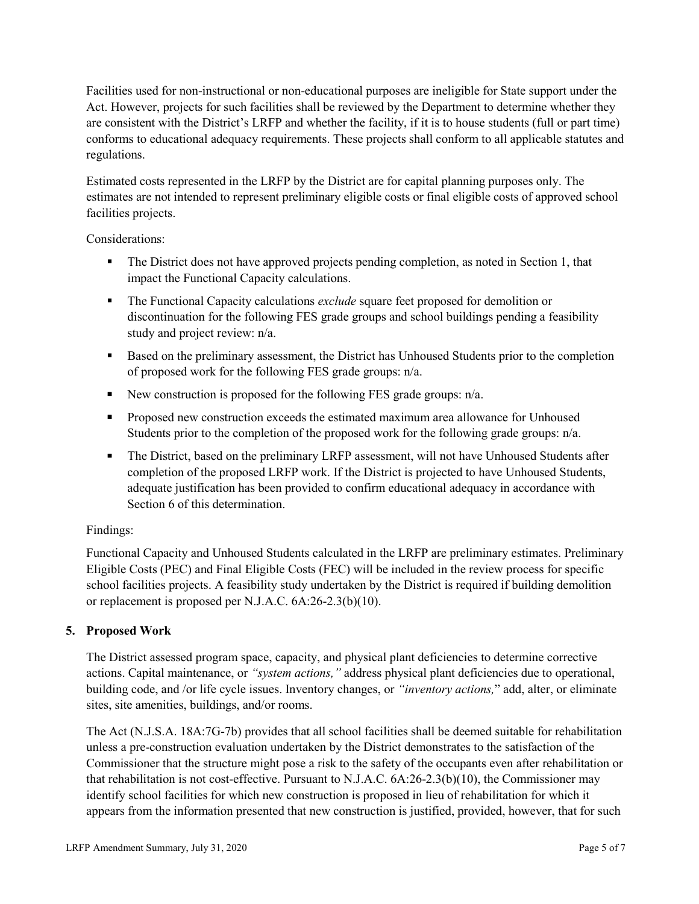Facilities used for non-instructional or non-educational purposes are ineligible for State support under the Act. However, projects for such facilities shall be reviewed by the Department to determine whether they are consistent with the District's LRFP and whether the facility, if it is to house students (full or part time) conforms to educational adequacy requirements. These projects shall conform to all applicable statutes and regulations.

Estimated costs represented in the LRFP by the District are for capital planning purposes only. The estimates are not intended to represent preliminary eligible costs or final eligible costs of approved school facilities projects.

Considerations:

- The District does not have approved projects pending completion, as noted in Section 1, that impact the Functional Capacity calculations.
- The Functional Capacity calculations *exclude* square feet proposed for demolition or discontinuation for the following FES grade groups and school buildings pending a feasibility study and project review: n/a.
- Based on the preliminary assessment, the District has Unhoused Students prior to the completion of proposed work for the following FES grade groups: n/a.
- New construction is proposed for the following FES grade groups: n/a.
- Proposed new construction exceeds the estimated maximum area allowance for Unhoused Students prior to the completion of the proposed work for the following grade groups: n/a.
- The District, based on the preliminary LRFP assessment, will not have Unhoused Students after completion of the proposed LRFP work. If the District is projected to have Unhoused Students, adequate justification has been provided to confirm educational adequacy in accordance with Section 6 of this determination.

Findings:

Functional Capacity and Unhoused Students calculated in the LRFP are preliminary estimates. Preliminary Eligible Costs (PEC) and Final Eligible Costs (FEC) will be included in the review process for specific school facilities projects. A feasibility study undertaken by the District is required if building demolition or replacement is proposed per N.J.A.C. 6A:26-2.3(b)(10).

## 5. Proposed Work

The District assessed program space, capacity, and physical plant deficiencies to determine corrective actions. Capital maintenance, or *"system actions,"* address physical plant deficiencies due to operational, building code, and /or life cycle issues. Inventory changes, or *"inventory actions,"* add, alter, or eliminate sites, site amenities, buildings, and/or rooms.

The Act (N.J.S.A. 18A:7G-7b) provides that all school facilities shall be deemed suitable for rehabilitation unless a pre-construction evaluation undertaken by the District demonstrates to the satisfaction of the Commissioner that the structure might pose a risk to the safety of the occupants even after rehabilitation or that rehabilitation is not cost-effective. Pursuant to N.J.A.C. 6A:26-2.3(b)(10), the Commissioner may identify school facilities for which new construction is proposed in lieu of rehabilitation for which it appears from the information presented that new construction is justified, provided, however, that for such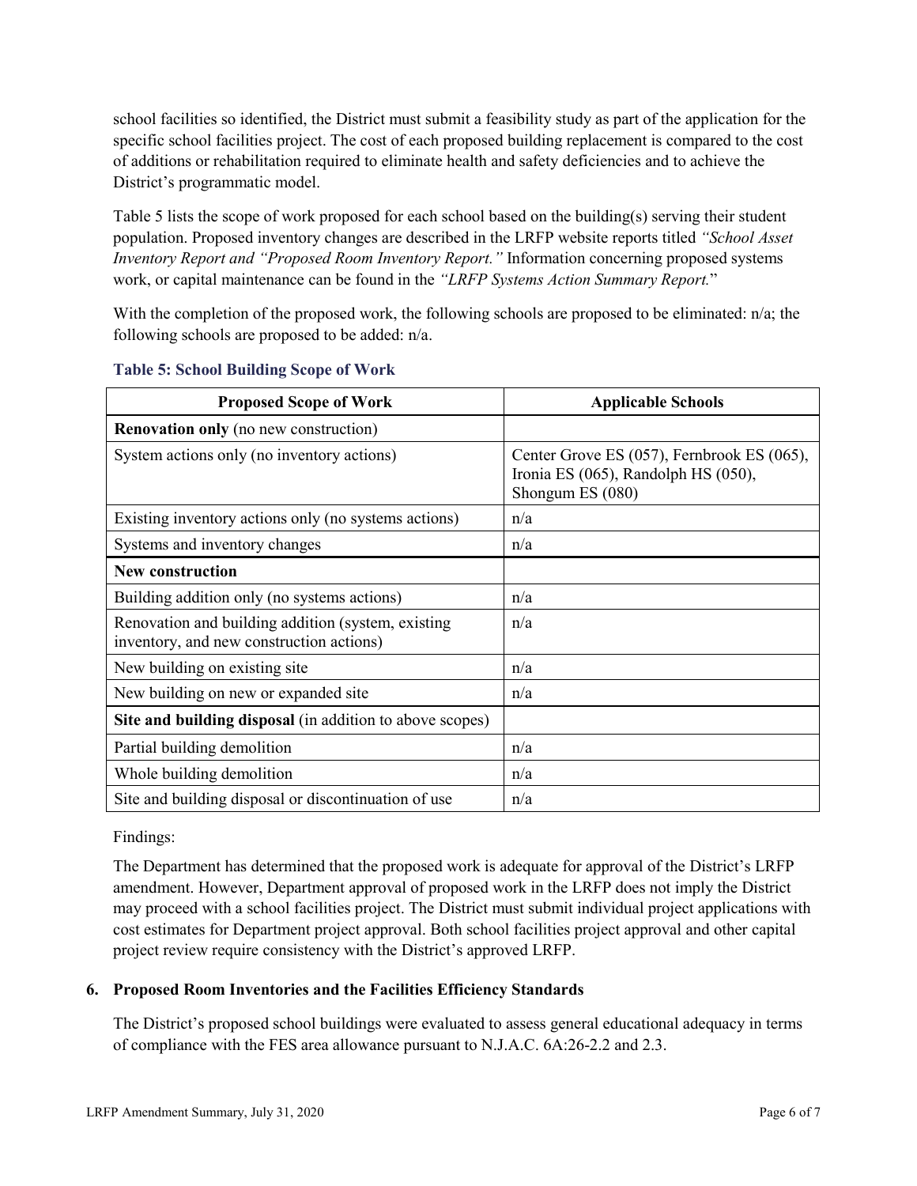school facilities so identified, the District must submit a feasibility study as part of the application for the specific school facilities project. The cost of each proposed building replacement is compared to the cost of additions or rehabilitation required to eliminate health and safety deficiencies and to achieve the District's programmatic model.

Table 5 lists the scope of work proposed for each school based on the building(s) serving their student population. Proposed inventory changes are described in the LRFP website reports titled *"School Asset Inventory Report and "Proposed Room Inventory Report."* Information concerning proposed systems work, or capital maintenance can be found in the *"LRFP Systems Action Summary Report."*

With the completion of the proposed work, the following schools are proposed to be eliminated: n/a; the following schools are proposed to be added: n/a.

**Table 5: School Building Scope of Work**

| Proposed Scope of Work | Applicable Schools |
|---|---|
| **Renovation only** (no new construction) | |
| System actions only (no inventory actions) | Center Grove ES (057), Fernbrook ES (065), Ironia ES (065), Randolph HS (050), Shongum ES (080) |
| Existing inventory actions only (no systems actions) | n/a |
| Systems and inventory changes | n/a |
| **New construction** | |
| Building addition only (no systems actions) | n/a |
| Renovation and building addition (system, existing inventory, and new construction actions) | n/a |
| New building on existing site | n/a |
| New building on new or expanded site | n/a |
| **Site and building disposal** (in addition to above scopes) | |
| Partial building demolition | n/a |
| Whole building demolition | n/a |
| Site and building disposal or discontinuation of use | n/a |

Findings:

The Department has determined that the proposed work is adequate for approval of the District's LRFP amendment. However, Department approval of proposed work in the LRFP does not imply the District may proceed with a school facilities project. The District must submit individual project applications with cost estimates for Department project approval. Both school facilities project approval and other capital project review require consistency with the District's approved LRFP.

### 6. Proposed Room Inventories and the Facilities Efficiency Standards

The District's proposed school buildings were evaluated to assess general educational adequacy in terms of compliance with the FES area allowance pursuant to N.J.A.C. 6A:26-2.2 and 2.3.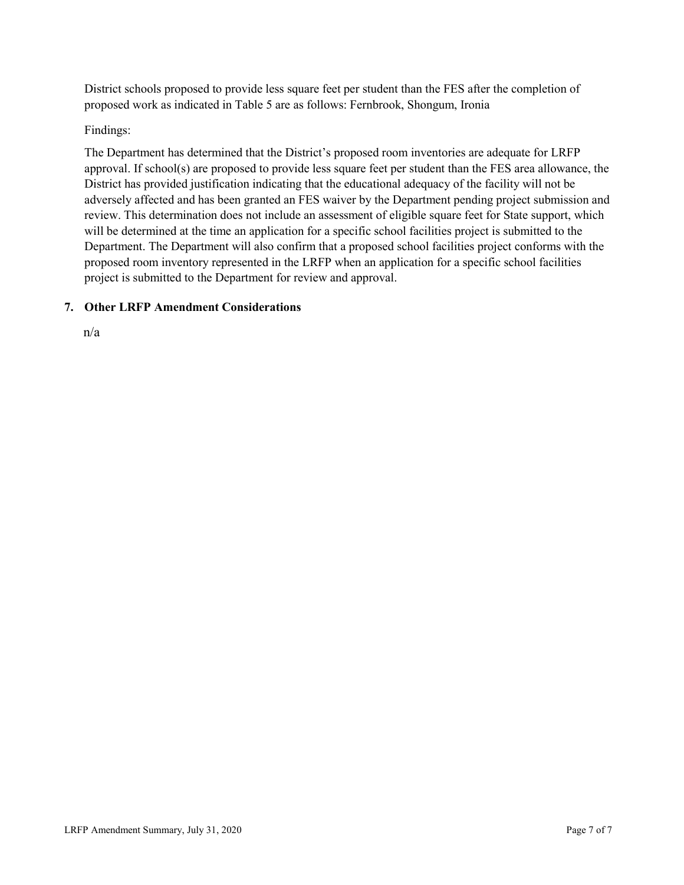District schools proposed to provide less square feet per student than the FES after the completion of proposed work as indicated in Table 5 are as follows: Fernbrook, Shongum, Ironia

Findings:

The Department has determined that the District's proposed room inventories are adequate for LRFP approval. If school(s) are proposed to provide less square feet per student than the FES area allowance, the District has provided justification indicating that the educational adequacy of the facility will not be adversely affected and has been granted an FES waiver by the Department pending project submission and review. This determination does not include an assessment of eligible square feet for State support, which will be determined at the time an application for a specific school facilities project is submitted to the Department. The Department will also confirm that a proposed school facilities project conforms with the proposed room inventory represented in the LRFP when an application for a specific school facilities project is submitted to the Department for review and approval.

## 7. Other LRFP Amendment Considerations

n/a